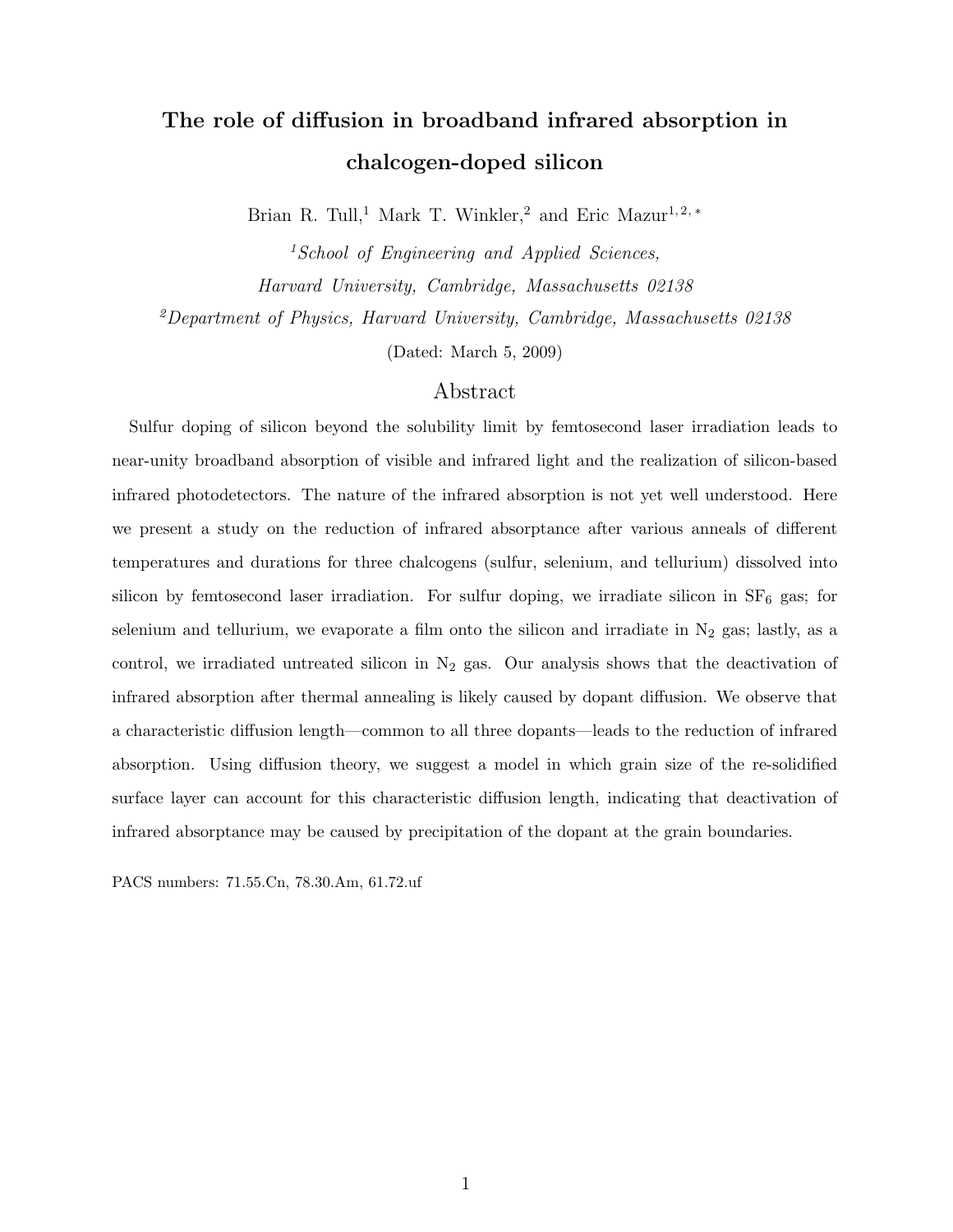# The role of diffusion in broadband infrared absorption in chalcogen-doped silicon

Brian R. Tull,[1] Mark T. Winkler,[2] and Eric Mazur[1,2,*]

[1]*School of Engineering and Applied Sciences, Harvard University, Cambridge, Massachusetts 02138*

[2]*Department of Physics, Harvard University, Cambridge, Massachusetts 02138*

(Dated: March 5, 2009)

## Abstract

Sulfur doping of silicon beyond the solubility limit by femtosecond laser irradiation leads to near-unity broadband absorption of visible and infrared light and the realization of silicon-based infrared photodetectors. The nature of the infrared absorption is not yet well understood. Here we present a study on the reduction of infrared absorptance after various anneals of different temperatures and durations for three chalcogens (sulfur, selenium, and tellurium) dissolved into silicon by femtosecond laser irradiation. For sulfur doping, we irradiate silicon in $SF_6$ gas; for selenium and tellurium, we evaporate a film onto the silicon and irradiate in $N_2$ gas; lastly, as a control, we irradiated untreated silicon in $N_2$ gas. Our analysis shows that the deactivation of infrared absorption after thermal annealing is likely caused by dopant diffusion. We observe that a characteristic diffusion length—common to all three dopants—leads to the reduction of infrared absorption. Using diffusion theory, we suggest a model in which grain size of the re-solidified surface layer can account for this characteristic diffusion length, indicating that deactivation of infrared absorptance may be caused by precipitation of the dopant at the grain boundaries.

PACS numbers: 71.55.Cn, 78.30.Am, 61.72.uf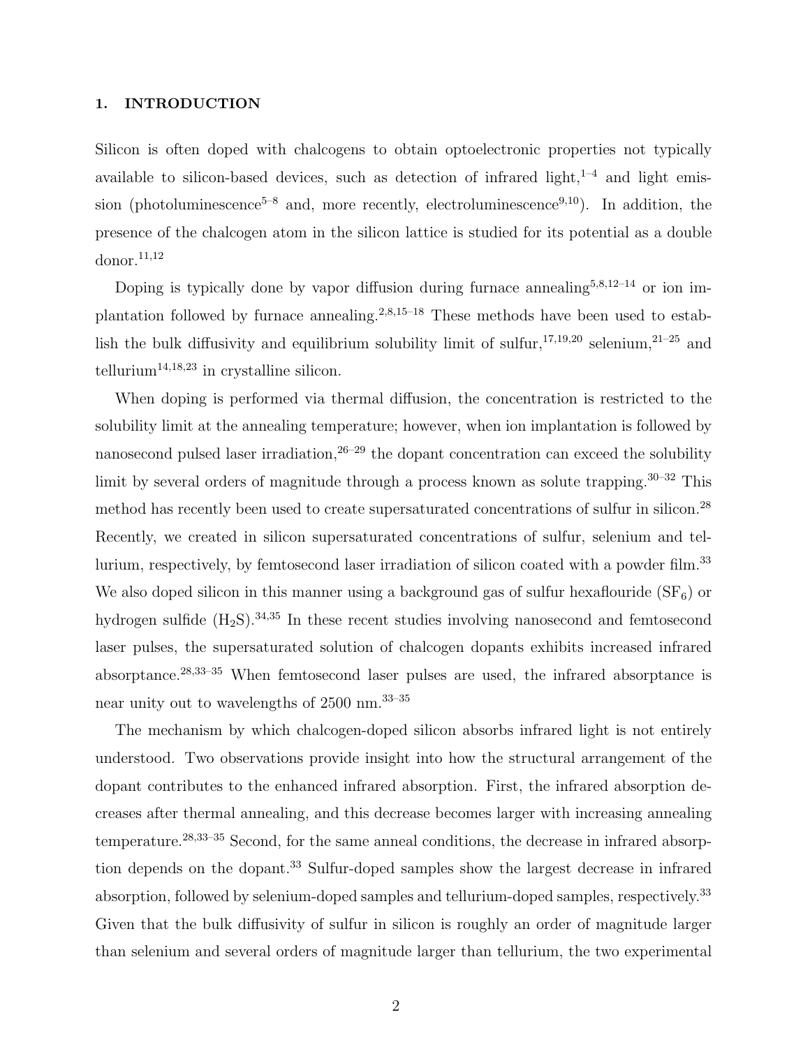## 1. INTRODUCTION

Silicon is often doped with chalcogens to obtain optoelectronic properties not typically available to silicon-based devices, such as detection of infrared light,[1–4] and light emission (photoluminescence[5–8] and, more recently, electroluminescence[9,10]). In addition, the presence of the chalcogen atom in the silicon lattice is studied for its potential as a double donor.[11,12]

Doping is typically done by vapor diffusion during furnace annealing[5,8,12–14] or ion implantation followed by furnace annealing.[2,8,15–18] These methods have been used to establish the bulk diffusivity and equilibrium solubility limit of sulfur,[17,19,20] selenium,[21–25] and tellurium[14,18,23] in crystalline silicon.

When doping is performed via thermal diffusion, the concentration is restricted to the solubility limit at the annealing temperature; however, when ion implantation is followed by nanosecond pulsed laser irradiation,[26–29] the dopant concentration can exceed the solubility limit by several orders of magnitude through a process known as solute trapping.[30–32] This method has recently been used to create supersaturated concentrations of sulfur in silicon.[28] Recently, we created in silicon supersaturated concentrations of sulfur, selenium and tellurium, respectively, by femtosecond laser irradiation of silicon coated with a powder film.[33] We also doped silicon in this manner using a background gas of sulfur hexaflouride ($SF_6$) or hydrogen sulfide ($H_2S$).[34,35] In these recent studies involving nanosecond and femtosecond laser pulses, the supersaturated solution of chalcogen dopants exhibits increased infrared absorptance.[28,33–35] When femtosecond laser pulses are used, the infrared absorptance is near unity out to wavelengths of 2500 nm.[33–35]

The mechanism by which chalcogen-doped silicon absorbs infrared light is not entirely understood. Two observations provide insight into how the structural arrangement of the dopant contributes to the enhanced infrared absorption. First, the infrared absorption decreases after thermal annealing, and this decrease becomes larger with increasing annealing temperature.[28,33–35] Second, for the same anneal conditions, the decrease in infrared absorption depends on the dopant.[33] Sulfur-doped samples show the largest decrease in infrared absorption, followed by selenium-doped samples and tellurium-doped samples, respectively.[33] Given that the bulk diffusivity of sulfur in silicon is roughly an order of magnitude larger than selenium and several orders of magnitude larger than tellurium, the two experimental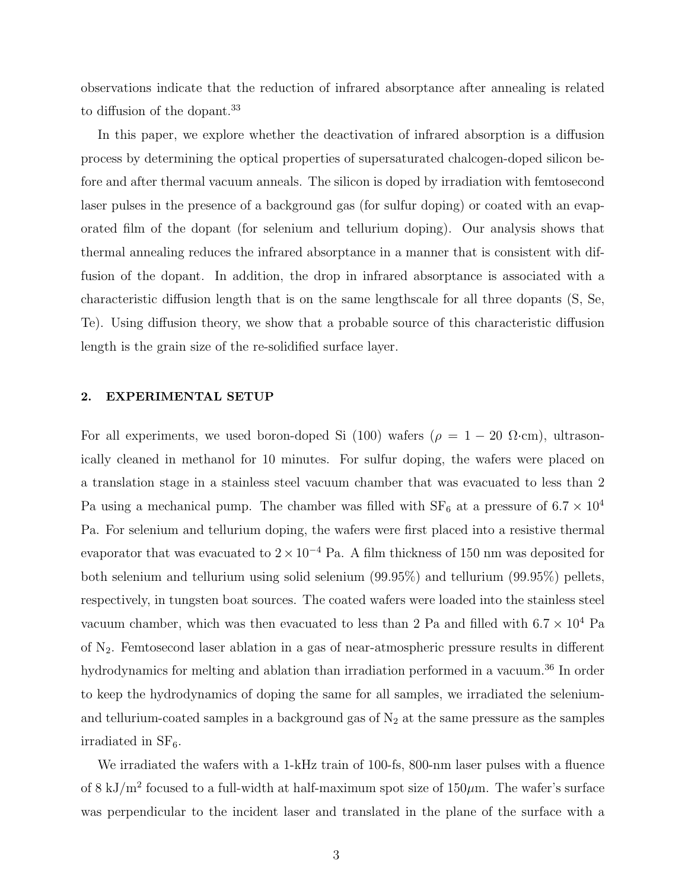observations indicate that the reduction of infrared absorptance after annealing is related to diffusion of the dopant.[33]

In this paper, we explore whether the deactivation of infrared absorption is a diffusion process by determining the optical properties of supersaturated chalcogen-doped silicon before and after thermal vacuum anneals. The silicon is doped by irradiation with femtosecond laser pulses in the presence of a background gas (for sulfur doping) or coated with an evaporated film of the dopant (for selenium and tellurium doping). Our analysis shows that thermal annealing reduces the infrared absorptance in a manner that is consistent with diffusion of the dopant. In addition, the drop in infrared absorptance is associated with a characteristic diffusion length that is on the same lengthscale for all three dopants (S, Se, Te). Using diffusion theory, we show that a probable source of this characteristic diffusion length is the grain size of the re-solidified surface layer.

## 2. EXPERIMENTAL SETUP

For all experiments, we used boron-doped Si (100) wafers ($\rho = 1 - 20$ Ω·cm), ultrasonically cleaned in methanol for 10 minutes. For sulfur doping, the wafers were placed on a translation stage in a stainless steel vacuum chamber that was evacuated to less than 2 Pa using a mechanical pump. The chamber was filled with $SF_6$ at a pressure of $6.7 \times 10^4$ Pa. For selenium and tellurium doping, the wafers were first placed into a resistive thermal evaporator that was evacuated to $2 \times 10^{-4}$ Pa. A film thickness of 150 nm was deposited for both selenium and tellurium using solid selenium (99.95%) and tellurium (99.95%) pellets, respectively, in tungsten boat sources. The coated wafers were loaded into the stainless steel vacuum chamber, which was then evacuated to less than 2 Pa and filled with $6.7 \times 10^4$ Pa of $N_2$. Femtosecond laser ablation in a gas of near-atmospheric pressure results in different hydrodynamics for melting and ablation than irradiation performed in a vacuum.[36] In order to keep the hydrodynamics of doping the same for all samples, we irradiated the selenium- and tellurium-coated samples in a background gas of $N_2$ at the same pressure as the samples irradiated in $SF_6$.

We irradiated the wafers with a 1-kHz train of 100-fs, 800-nm laser pulses with a fluence of 8 kJ/m$^2$ focused to a full-width at half-maximum spot size of 150$\mu$m. The wafer's surface was perpendicular to the incident laser and translated in the plane of the surface with a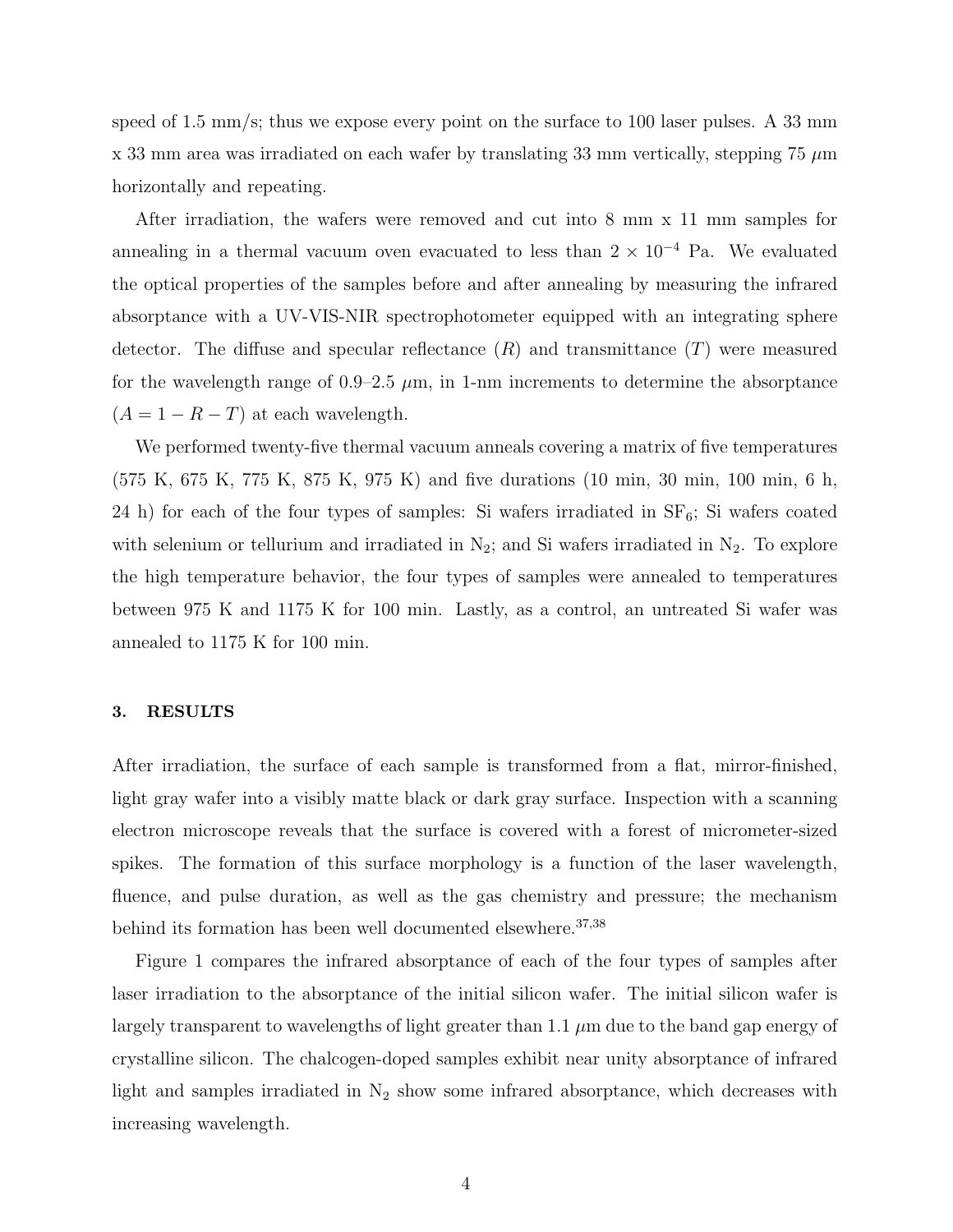speed of 1.5 mm/s; thus we expose every point on the surface to 100 laser pulses. A 33 mm x 33 mm area was irradiated on each wafer by translating 33 mm vertically, stepping 75 $\mu$m horizontally and repeating.

After irradiation, the wafers were removed and cut into 8 mm x 11 mm samples for annealing in a thermal vacuum oven evacuated to less than $2 \times 10^{-4}$ Pa. We evaluated the optical properties of the samples before and after annealing by measuring the infrared absorptance with a UV-VIS-NIR spectrophotometer equipped with an integrating sphere detector. The diffuse and specular reflectance ($R$) and transmittance ($T$) were measured for the wavelength range of 0.9–2.5 $\mu$m, in 1-nm increments to determine the absorptance ($A = 1 - R - T$) at each wavelength.

We performed twenty-five thermal vacuum anneals covering a matrix of five temperatures (575 K, 675 K, 775 K, 875 K, 975 K) and five durations (10 min, 30 min, 100 min, 6 h, 24 h) for each of the four types of samples: Si wafers irradiated in $SF_6$; Si wafers coated with selenium or tellurium and irradiated in $N_2$; and Si wafers irradiated in $N_2$. To explore the high temperature behavior, the four types of samples were annealed to temperatures between 975 K and 1175 K for 100 min. Lastly, as a control, an untreated Si wafer was annealed to 1175 K for 100 min.

### 3. RESULTS

After irradiation, the surface of each sample is transformed from a flat, mirror-finished, light gray wafer into a visibly matte black or dark gray surface. Inspection with a scanning electron microscope reveals that the surface is covered with a forest of micrometer-sized spikes. The formation of this surface morphology is a function of the laser wavelength, fluence, and pulse duration, as well as the gas chemistry and pressure; the mechanism behind its formation has been well documented elsewhere.[37,38]

Figure 1 compares the infrared absorptance of each of the four types of samples after laser irradiation to the absorptance of the initial silicon wafer. The initial silicon wafer is largely transparent to wavelengths of light greater than 1.1 $\mu$m due to the band gap energy of crystalline silicon. The chalcogen-doped samples exhibit near unity absorptance of infrared light and samples irradiated in $N_2$ show some infrared absorptance, which decreases with increasing wavelength.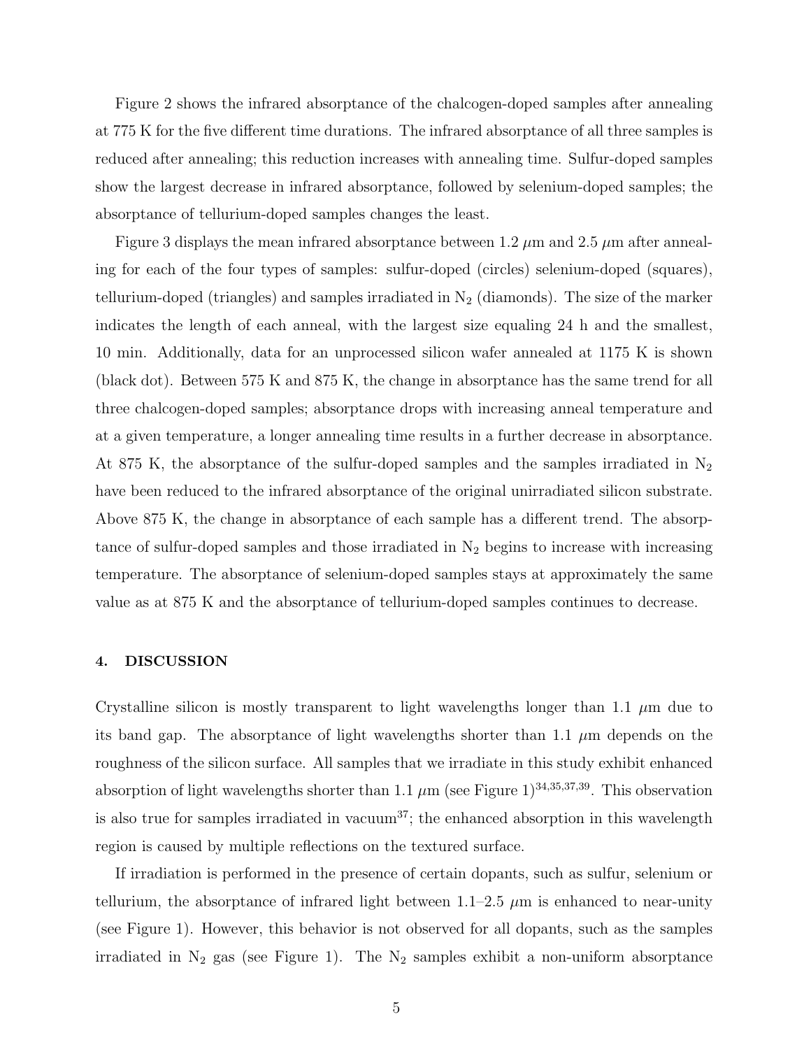Figure 2 shows the infrared absorptance of the chalcogen-doped samples after annealing at 775 K for the five different time durations. The infrared absorptance of all three samples is reduced after annealing; this reduction increases with annealing time. Sulfur-doped samples show the largest decrease in infrared absorptance, followed by selenium-doped samples; the absorptance of tellurium-doped samples changes the least.

Figure 3 displays the mean infrared absorptance between 1.2 $\mu$m and 2.5 $\mu$m after annealing for each of the four types of samples: sulfur-doped (circles) selenium-doped (squares), tellurium-doped (triangles) and samples irradiated in $N_2$ (diamonds). The size of the marker indicates the length of each anneal, with the largest size equaling 24 h and the smallest, 10 min. Additionally, data for an unprocessed silicon wafer annealed at 1175 K is shown (black dot). Between 575 K and 875 K, the change in absorptance has the same trend for all three chalcogen-doped samples; absorptance drops with increasing anneal temperature and at a given temperature, a longer annealing time results in a further decrease in absorptance. At 875 K, the absorptance of the sulfur-doped samples and the samples irradiated in $N_2$ have been reduced to the infrared absorptance of the original unirradiated silicon substrate. Above 875 K, the change in absorptance of each sample has a different trend. The absorptance of sulfur-doped samples and those irradiated in $N_2$ begins to increase with increasing temperature. The absorptance of selenium-doped samples stays at approximately the same value as at 875 K and the absorptance of tellurium-doped samples continues to decrease.

## 4. DISCUSSION

Crystalline silicon is mostly transparent to light wavelengths longer than 1.1 $\mu$m due to its band gap. The absorptance of light wavelengths shorter than 1.1 $\mu$m depends on the roughness of the silicon surface. All samples that we irradiate in this study exhibit enhanced absorption of light wavelengths shorter than 1.1 $\mu$m (see Figure 1)[34,35,37,39]. This observation is also true for samples irradiated in vacuum[37]; the enhanced absorption in this wavelength region is caused by multiple reflections on the textured surface.

If irradiation is performed in the presence of certain dopants, such as sulfur, selenium or tellurium, the absorptance of infrared light between 1.1–2.5 $\mu$m is enhanced to near-unity (see Figure 1). However, this behavior is not observed for all dopants, such as the samples irradiated in $N_2$ gas (see Figure 1). The $N_2$ samples exhibit a non-uniform absorptance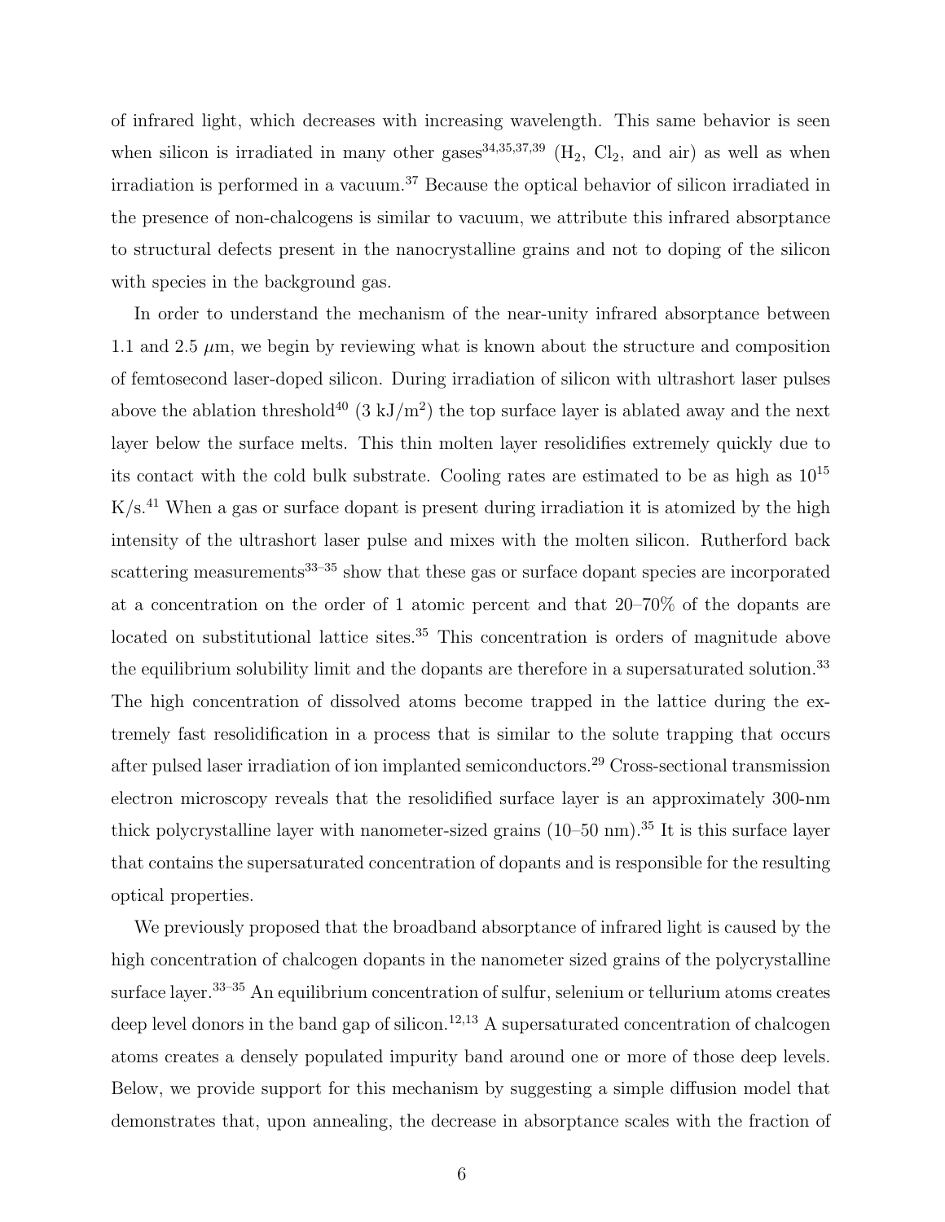of infrared light, which decreases with increasing wavelength. This same behavior is seen when silicon is irradiated in many other gases[34,35,37,39] ($H_2$, $Cl_2$, and air) as well as when irradiation is performed in a vacuum.[37] Because the optical behavior of silicon irradiated in the presence of non-chalcogens is similar to vacuum, we attribute this infrared absorptance to structural defects present in the nanocrystalline grains and not to doping of the silicon with species in the background gas.

In order to understand the mechanism of the near-unity infrared absorptance between 1.1 and 2.5 $\mu$m, we begin by reviewing what is known about the structure and composition of femtosecond laser-doped silicon. During irradiation of silicon with ultrashort laser pulses above the ablation threshold[40] (3 kJ/m$^2$) the top surface layer is ablated away and the next layer below the surface melts. This thin molten layer resolidifies extremely quickly due to its contact with the cold bulk substrate. Cooling rates are estimated to be as high as $10^{15}$ K/s.[41] When a gas or surface dopant is present during irradiation it is atomized by the high intensity of the ultrashort laser pulse and mixes with the molten silicon. Rutherford back scattering measurements[33–35] show that these gas or surface dopant species are incorporated at a concentration on the order of 1 atomic percent and that 20–70% of the dopants are located on substitutional lattice sites.[35] This concentration is orders of magnitude above the equilibrium solubility limit and the dopants are therefore in a supersaturated solution.[33] The high concentration of dissolved atoms become trapped in the lattice during the extremely fast resolidification in a process that is similar to the solute trapping that occurs after pulsed laser irradiation of ion implanted semiconductors.[29] Cross-sectional transmission electron microscopy reveals that the resolidified surface layer is an approximately 300-nm thick polycrystalline layer with nanometer-sized grains (10–50 nm).[35] It is this surface layer that contains the supersaturated concentration of dopants and is responsible for the resulting optical properties.

We previously proposed that the broadband absorptance of infrared light is caused by the high concentration of chalcogen dopants in the nanometer sized grains of the polycrystalline surface layer.[33–35] An equilibrium concentration of sulfur, selenium or tellurium atoms creates deep level donors in the band gap of silicon.[12,13] A supersaturated concentration of chalcogen atoms creates a densely populated impurity band around one or more of those deep levels. Below, we provide support for this mechanism by suggesting a simple diffusion model that demonstrates that, upon annealing, the decrease in absorptance scales with the fraction of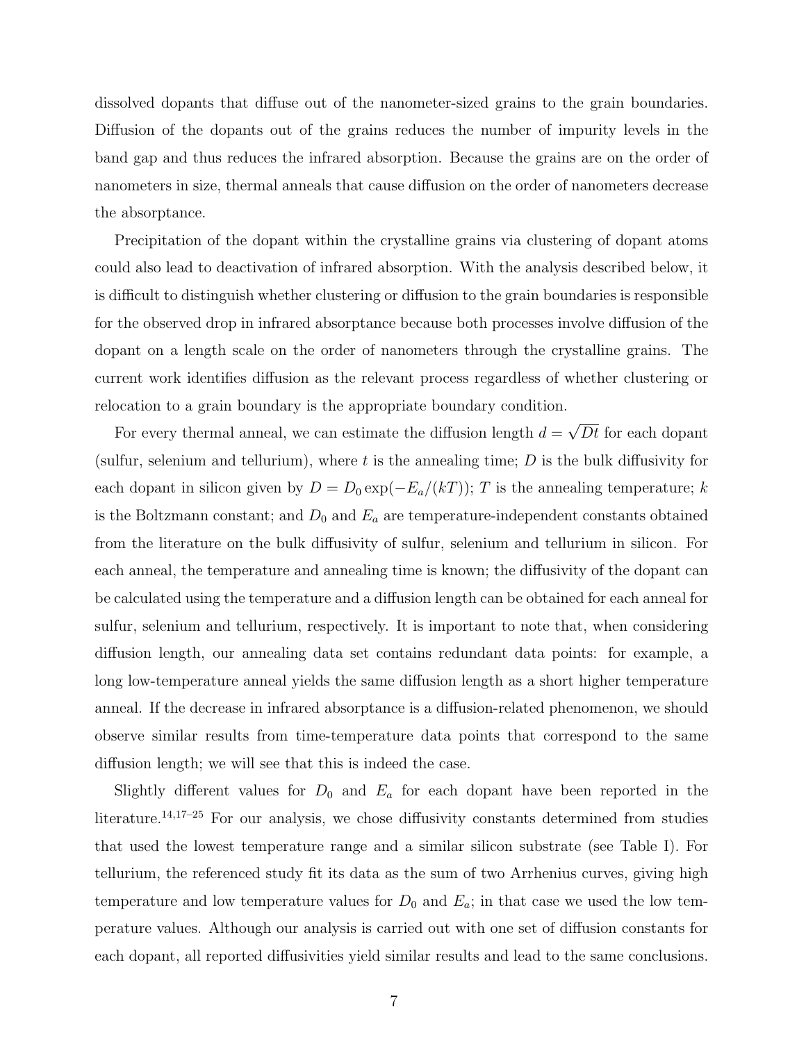dissolved dopants that diffuse out of the nanometer-sized grains to the grain boundaries. Diffusion of the dopants out of the grains reduces the number of impurity levels in the band gap and thus reduces the infrared absorption. Because the grains are on the order of nanometers in size, thermal anneals that cause diffusion on the order of nanometers decrease the absorptance.

Precipitation of the dopant within the crystalline grains via clustering of dopant atoms could also lead to deactivation of infrared absorption. With the analysis described below, it is difficult to distinguish whether clustering or diffusion to the grain boundaries is responsible for the observed drop in infrared absorptance because both processes involve diffusion of the dopant on a length scale on the order of nanometers through the crystalline grains. The current work identifies diffusion as the relevant process regardless of whether clustering or relocation to a grain boundary is the appropriate boundary condition.

For every thermal anneal, we can estimate the diffusion length $d = \sqrt{Dt}$ for each dopant (sulfur, selenium and tellurium), where $t$ is the annealing time; $D$ is the bulk diffusivity for each dopant in silicon given by $D = D_0 \exp(-E_a/(kT))$; $T$ is the annealing temperature; $k$ is the Boltzmann constant; and $D_0$ and $E_a$ are temperature-independent constants obtained from the literature on the bulk diffusivity of sulfur, selenium and tellurium in silicon. For each anneal, the temperature and annealing time is known; the diffusivity of the dopant can be calculated using the temperature and a diffusion length can be obtained for each anneal for sulfur, selenium and tellurium, respectively. It is important to note that, when considering diffusion length, our annealing data set contains redundant data points: for example, a long low-temperature anneal yields the same diffusion length as a short higher temperature anneal. If the decrease in infrared absorptance is a diffusion-related phenomenon, we should observe similar results from time-temperature data points that correspond to the same diffusion length; we will see that this is indeed the case.

Slightly different values for $D_0$ and $E_a$ for each dopant have been reported in the literature.[14,17–25] For our analysis, we chose diffusivity constants determined from studies that used the lowest temperature range and a similar silicon substrate (see Table I). For tellurium, the referenced study fit its data as the sum of two Arrhenius curves, giving high temperature and low temperature values for $D_0$ and $E_a$; in that case we used the low temperature values. Although our analysis is carried out with one set of diffusion constants for each dopant, all reported diffusivities yield similar results and lead to the same conclusions.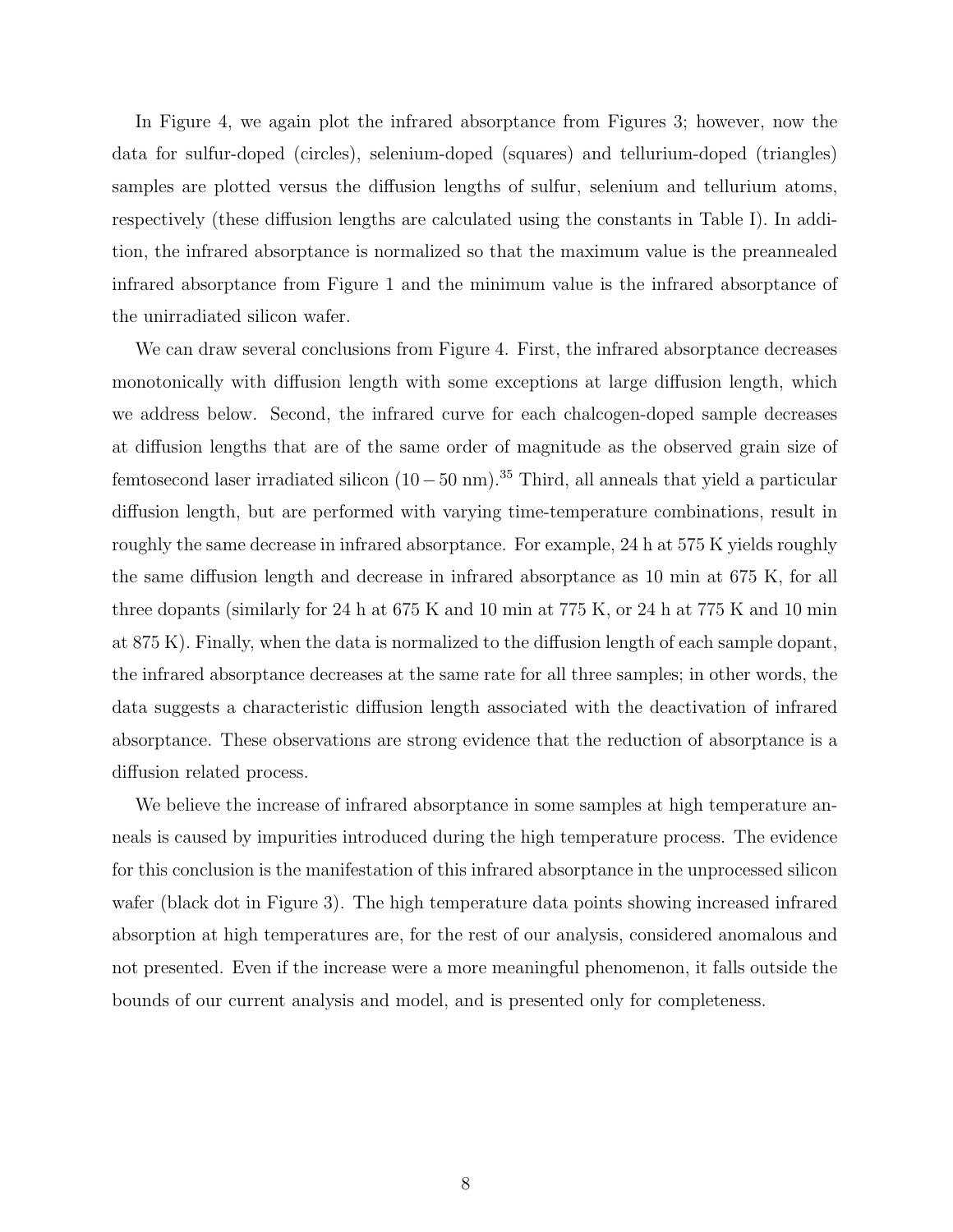In Figure 4, we again plot the infrared absorptance from Figures 3; however, now the data for sulfur-doped (circles), selenium-doped (squares) and tellurium-doped (triangles) samples are plotted versus the diffusion lengths of sulfur, selenium and tellurium atoms, respectively (these diffusion lengths are calculated using the constants in Table I). In addition, the infrared absorptance is normalized so that the maximum value is the preannealed infrared absorptance from Figure 1 and the minimum value is the infrared absorptance of the unirradiated silicon wafer.

We can draw several conclusions from Figure 4. First, the infrared absorptance decreases monotonically with diffusion length with some exceptions at large diffusion length, which we address below. Second, the infrared curve for each chalcogen-doped sample decreases at diffusion lengths that are of the same order of magnitude as the observed grain size of femtosecond laser irradiated silicon ($10-50$ nm).[35] Third, all anneals that yield a particular diffusion length, but are performed with varying time-temperature combinations, result in roughly the same decrease in infrared absorptance. For example, 24 h at 575 K yields roughly the same diffusion length and decrease in infrared absorptance as 10 min at 675 K, for all three dopants (similarly for 24 h at 675 K and 10 min at 775 K, or 24 h at 775 K and 10 min at 875 K). Finally, when the data is normalized to the diffusion length of each sample dopant, the infrared absorptance decreases at the same rate for all three samples; in other words, the data suggests a characteristic diffusion length associated with the deactivation of infrared absorptance. These observations are strong evidence that the reduction of absorptance is a diffusion related process.

We believe the increase of infrared absorptance in some samples at high temperature anneals is caused by impurities introduced during the high temperature process. The evidence for this conclusion is the manifestation of this infrared absorptance in the unprocessed silicon wafer (black dot in Figure 3). The high temperature data points showing increased infrared absorption at high temperatures are, for the rest of our analysis, considered anomalous and not presented. Even if the increase were a more meaningful phenomenon, it falls outside the bounds of our current analysis and model, and is presented only for completeness.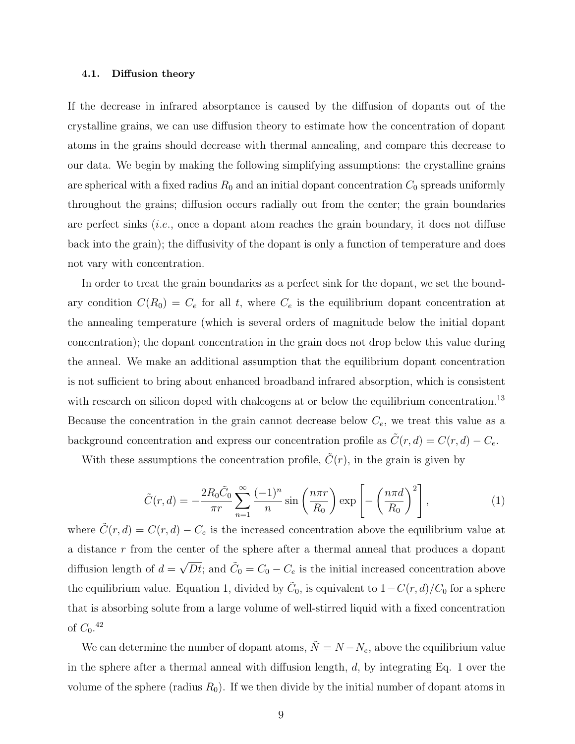### 4.1. Diffusion theory

If the decrease in infrared absorptance is caused by the diffusion of dopants out of the crystalline grains, we can use diffusion theory to estimate how the concentration of dopant atoms in the grains should decrease with thermal annealing, and compare this decrease to our data. We begin by making the following simplifying assumptions: the crystalline grains are spherical with a fixed radius $R_0$ and an initial dopant concentration $C_0$ spreads uniformly throughout the grains; diffusion occurs radially out from the center; the grain boundaries are perfect sinks (*i.e.*, once a dopant atom reaches the grain boundary, it does not diffuse back into the grain); the diffusivity of the dopant is only a function of temperature and does not vary with concentration.

In order to treat the grain boundaries as a perfect sink for the dopant, we set the boundary condition $C(R_0) = C_e$ for all $t$, where $C_e$ is the equilibrium dopant concentration at the annealing temperature (which is several orders of magnitude below the initial dopant concentration); the dopant concentration in the grain does not drop below this value during the anneal. We make an additional assumption that the equilibrium dopant concentration is not sufficient to bring about enhanced broadband infrared absorption, which is consistent with research on silicon doped with chalcogens at or below the equilibrium concentration.[13] Because the concentration in the grain cannot decrease below $C_e$, we treat this value as a background concentration and express our concentration profile as $\tilde{C}(r,d) = C(r,d) - C_e$.

With these assumptions the concentration profile, $\tilde{C}(r)$, in the grain is given by

$$\tilde{C}(r,d) = -\frac{2R_0\tilde{C}_0}{\pi r}\sum_{n=1}^{\infty}\frac{(-1)^n}{n}\sin\left(\frac{n\pi r}{R_0}\right)\exp\left[-\left(\frac{n\pi d}{R_0}\right)^2\right], \tag{1}$$

where $\tilde{C}(r,d) = C(r,d) - C_e$ is the increased concentration above the equilibrium value at a distance $r$ from the center of the sphere after a thermal anneal that produces a dopant diffusion length of $d = \sqrt{Dt}$; and $\tilde{C}_0 = C_0 - C_e$ is the initial increased concentration above the equilibrium value. Equation 1, divided by $\tilde{C}_0$, is equivalent to $1 - C(r,d)/C_0$ for a sphere that is absorbing solute from a large volume of well-stirred liquid with a fixed concentration of $C_0$.[42]

We can determine the number of dopant atoms, $\tilde{N} = N - N_e$, above the equilibrium value in the sphere after a thermal anneal with diffusion length, $d$, by integrating Eq. 1 over the volume of the sphere (radius $R_0$). If we then divide by the initial number of dopant atoms in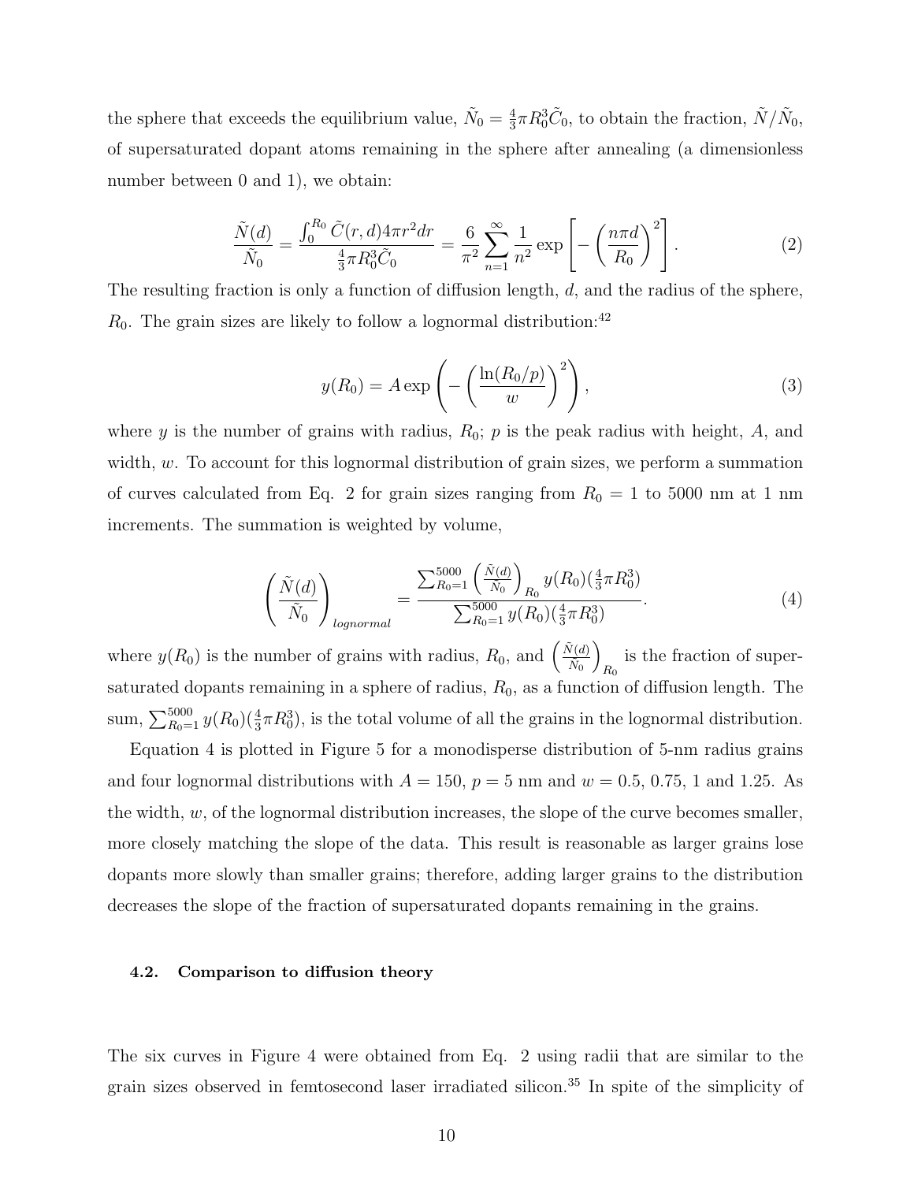the sphere that exceeds the equilibrium value, $\tilde{N}_0 = \frac{4}{3}\pi R_0^3 \tilde{C}_0$, to obtain the fraction, $\tilde{N}/\tilde{N}_0$, of supersaturated dopant atoms remaining in the sphere after annealing (a dimensionless number between 0 and 1), we obtain:

$$\frac{\tilde{N}(d)}{\tilde{N}_0} = \frac{\int_0^{R_0} \tilde{C}(r,d) 4\pi r^2 dr}{\frac{4}{3}\pi R_0^3 \tilde{C}_0} = \frac{6}{\pi^2}\sum_{n=1}^{\infty} \frac{1}{n^2} \exp\left[-\left(\frac{n\pi d}{R_0}\right)^2\right]. \tag{2}$$

The resulting fraction is only a function of diffusion length, $d$, and the radius of the sphere, $R_0$. The grain sizes are likely to follow a lognormal distribution:[42]

$$y(R_0) = A \exp\left(-\left(\frac{\ln(R_0/p)}{w}\right)^2\right), \tag{3}$$

where $y$ is the number of grains with radius, $R_0$; $p$ is the peak radius with height, $A$, and width, $w$. To account for this lognormal distribution of grain sizes, we perform a summation of curves calculated from Eq. 2 for grain sizes ranging from $R_0 = 1$ to 5000 nm at 1 nm increments. The summation is weighted by volume,

$$\left(\frac{\tilde{N}(d)}{\tilde{N}_0}\right)_{lognormal} = \frac{\sum_{R_0=1}^{5000} \left(\frac{\tilde{N}(d)}{\tilde{N}_0}\right)_{R_0} y(R_0)(\frac{4}{3}\pi R_0^3)}{\sum_{R_0=1}^{5000} y(R_0)(\frac{4}{3}\pi R_0^3)}. \tag{4}$$

where $y(R_0)$ is the number of grains with radius, $R_0$, and $\left(\frac{\tilde{N}(d)}{\tilde{N}_0}\right)_{R_0}$ is the fraction of supersaturated dopants remaining in a sphere of radius, $R_0$, as a function of diffusion length. The sum, $\sum_{R_0=1}^{5000} y(R_0)(\frac{4}{3}\pi R_0^3)$, is the total volume of all the grains in the lognormal distribution.

Equation 4 is plotted in Figure 5 for a monodisperse distribution of 5-nm radius grains and four lognormal distributions with $A = 150$, $p = 5$ nm and $w = 0.5$, 0.75, 1 and 1.25. As the width, $w$, of the lognormal distribution increases, the slope of the curve becomes smaller, more closely matching the slope of the data. This result is reasonable as larger grains lose dopants more slowly than smaller grains; therefore, adding larger grains to the distribution decreases the slope of the fraction of supersaturated dopants remaining in the grains.

### 4.2. Comparison to diffusion theory

The six curves in Figure 4 were obtained from Eq. 2 using radii that are similar to the grain sizes observed in femtosecond laser irradiated silicon.[35] In spite of the simplicity of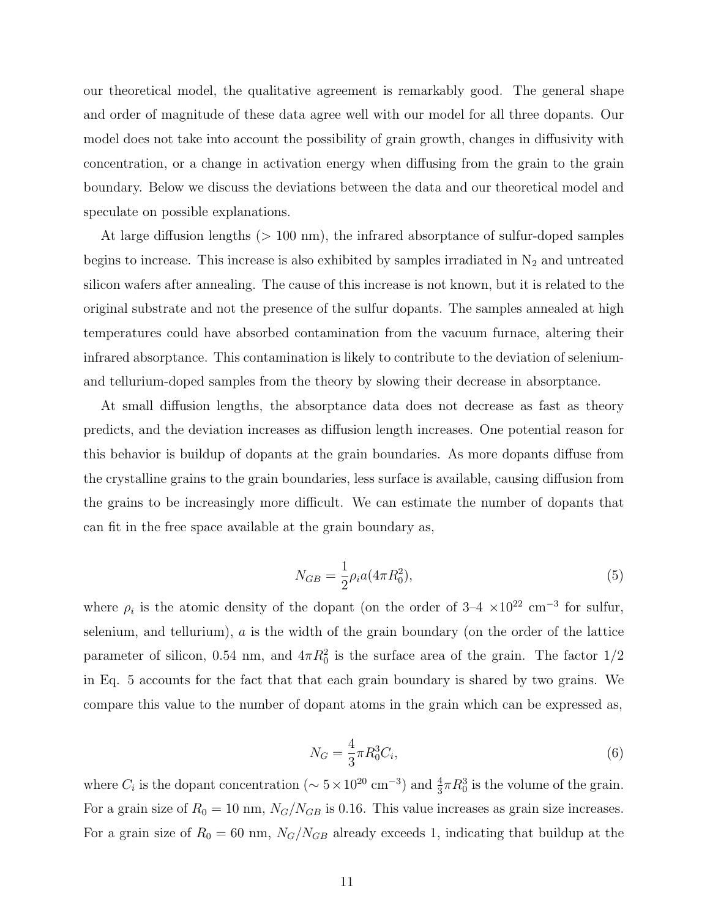our theoretical model, the qualitative agreement is remarkably good. The general shape and order of magnitude of these data agree well with our model for all three dopants. Our model does not take into account the possibility of grain growth, changes in diffusivity with concentration, or a change in activation energy when diffusing from the grain to the grain boundary. Below we discuss the deviations between the data and our theoretical model and speculate on possible explanations.

At large diffusion lengths (> 100 nm), the infrared absorptance of sulfur-doped samples begins to increase. This increase is also exhibited by samples irradiated in $N_2$ and untreated silicon wafers after annealing. The cause of this increase is not known, but it is related to the original substrate and not the presence of the sulfur dopants. The samples annealed at high temperatures could have absorbed contamination from the vacuum furnace, altering their infrared absorptance. This contamination is likely to contribute to the deviation of selenium- and tellurium-doped samples from the theory by slowing their decrease in absorptance.

At small diffusion lengths, the absorptance data does not decrease as fast as theory predicts, and the deviation increases as diffusion length increases. One potential reason for this behavior is buildup of dopants at the grain boundaries. As more dopants diffuse from the crystalline grains to the grain boundaries, less surface is available, causing diffusion from the grains to be increasingly more difficult. We can estimate the number of dopants that can fit in the free space available at the grain boundary as,

$$N_{GB} = \frac{1}{2}\rho_i a(4\pi R_0^2), \tag{5}$$

where $\rho_i$ is the atomic density of the dopant (on the order of 3–4 $\times 10^{22}$ cm$^{-3}$ for sulfur, selenium, and tellurium), $a$ is the width of the grain boundary (on the order of the lattice parameter of silicon, 0.54 nm, and $4\pi R_0^2$ is the surface area of the grain. The factor 1/2 in Eq. 5 accounts for the fact that that each grain boundary is shared by two grains. We compare this value to the number of dopant atoms in the grain which can be expressed as,

$$N_G = \frac{4}{3}\pi R_0^3 C_i, \tag{6}$$

where $C_i$ is the dopant concentration ($\sim 5 \times 10^{20}$ cm$^{-3}$) and $\frac{4}{3}\pi R_0^3$ is the volume of the grain. For a grain size of $R_0 = 10$ nm, $N_G/N_{GB}$ is 0.16. This value increases as grain size increases. For a grain size of $R_0 = 60$ nm, $N_G/N_{GB}$ already exceeds 1, indicating that buildup at the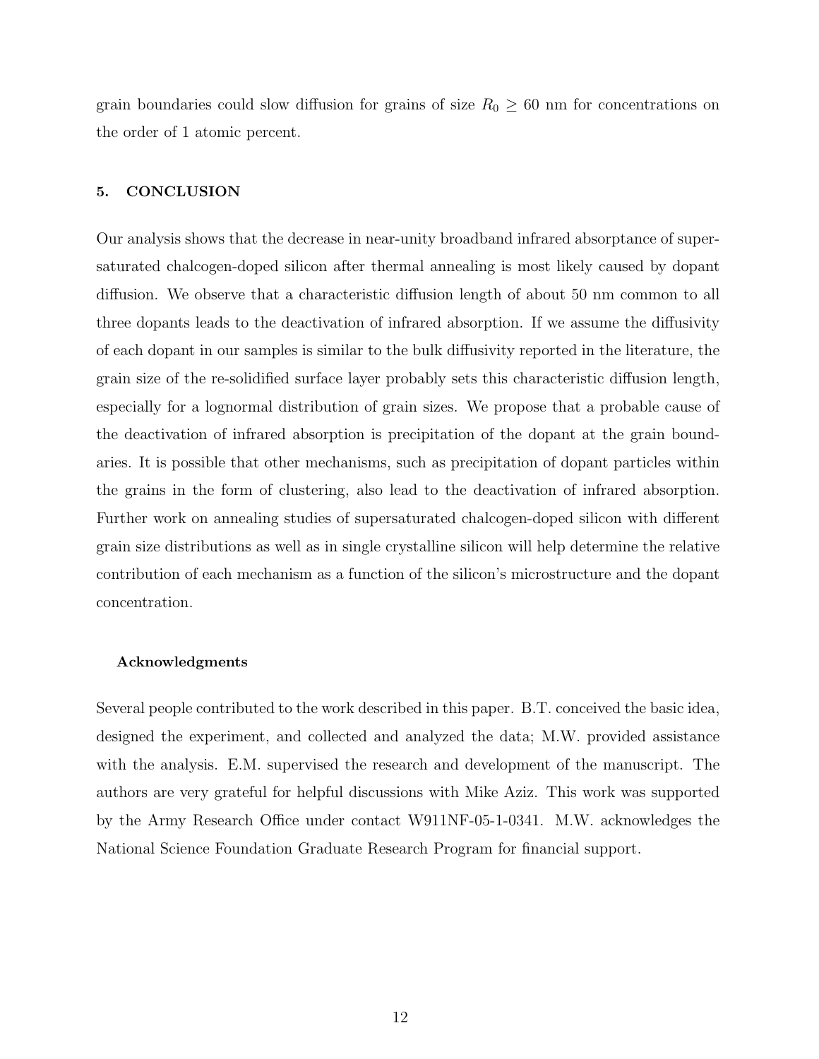grain boundaries could slow diffusion for grains of size $R_0 \geq 60$ nm for concentrations on the order of 1 atomic percent.

## 5. CONCLUSION

Our analysis shows that the decrease in near-unity broadband infrared absorptance of supersaturated chalcogen-doped silicon after thermal annealing is most likely caused by dopant diffusion. We observe that a characteristic diffusion length of about 50 nm common to all three dopants leads to the deactivation of infrared absorption. If we assume the diffusivity of each dopant in our samples is similar to the bulk diffusivity reported in the literature, the grain size of the re-solidified surface layer probably sets this characteristic diffusion length, especially for a lognormal distribution of grain sizes. We propose that a probable cause of the deactivation of infrared absorption is precipitation of the dopant at the grain boundaries. It is possible that other mechanisms, such as precipitation of dopant particles within the grains in the form of clustering, also lead to the deactivation of infrared absorption. Further work on annealing studies of supersaturated chalcogen-doped silicon with different grain size distributions as well as in single crystalline silicon will help determine the relative contribution of each mechanism as a function of the silicon's microstructure and the dopant concentration.

### Acknowledgments

Several people contributed to the work described in this paper. B.T. conceived the basic idea, designed the experiment, and collected and analyzed the data; M.W. provided assistance with the analysis. E.M. supervised the research and development of the manuscript. The authors are very grateful for helpful discussions with Mike Aziz. This work was supported by the Army Research Office under contact W911NF-05-1-0341. M.W. acknowledges the National Science Foundation Graduate Research Program for financial support.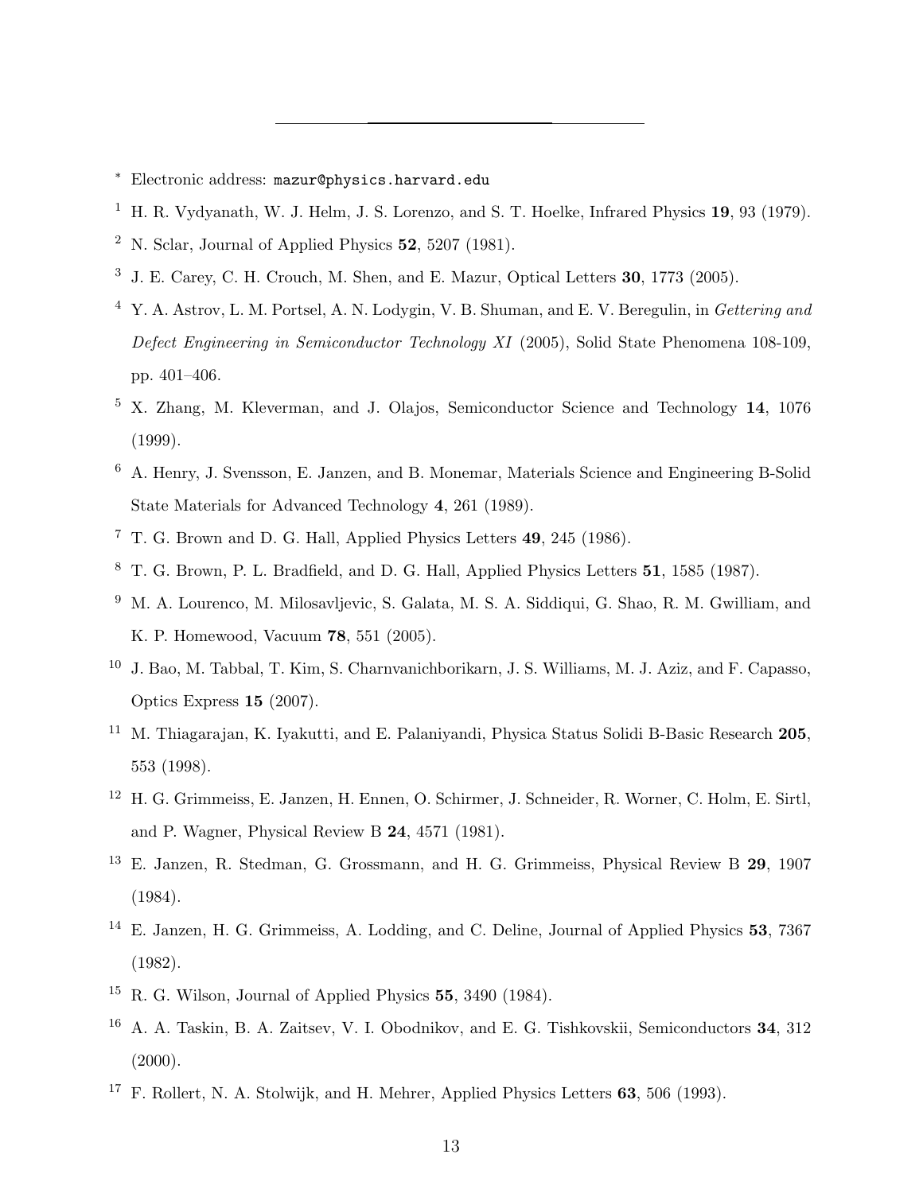* Electronic address: mazur@physics.harvard.edu

[1] H. R. Vydyanath, W. J. Helm, J. S. Lorenzo, and S. T. Hoelke, Infrared Physics **19**, 93 (1979).

[2] N. Sclar, Journal of Applied Physics **52**, 5207 (1981).

[3] J. E. Carey, C. H. Crouch, M. Shen, and E. Mazur, Optical Letters **30**, 1773 (2005).

[4] Y. A. Astrov, L. M. Portsel, A. N. Lodygin, V. B. Shuman, and E. V. Beregulin, in *Gettering and Defect Engineering in Semiconductor Technology XI* (2005), Solid State Phenomena 108-109, pp. 401–406.

[5] X. Zhang, M. Kleverman, and J. Olajos, Semiconductor Science and Technology **14**, 1076 (1999).

[6] A. Henry, J. Svensson, E. Janzen, and B. Monemar, Materials Science and Engineering B-Solid State Materials for Advanced Technology **4**, 261 (1989).

[7] T. G. Brown and D. G. Hall, Applied Physics Letters **49**, 245 (1986).

[8] T. G. Brown, P. L. Bradfield, and D. G. Hall, Applied Physics Letters **51**, 1585 (1987).

[9] M. A. Lourenco, M. Milosavljevic, S. Galata, M. S. A. Siddiqui, G. Shao, R. M. Gwilliam, and K. P. Homewood, Vacuum **78**, 551 (2005).

[10] J. Bao, M. Tabbal, T. Kim, S. Charnvanichborikarn, J. S. Williams, M. J. Aziz, and F. Capasso, Optics Express **15** (2007).

[11] M. Thiagarajan, K. Iyakutti, and E. Palaniyandi, Physica Status Solidi B-Basic Research **205**, 553 (1998).

[12] H. G. Grimmeiss, E. Janzen, H. Ennen, O. Schirmer, J. Schneider, R. Worner, C. Holm, E. Sirtl, and P. Wagner, Physical Review B **24**, 4571 (1981).

[13] E. Janzen, R. Stedman, G. Grossmann, and H. G. Grimmeiss, Physical Review B **29**, 1907 (1984).

[14] E. Janzen, H. G. Grimmeiss, A. Lodding, and C. Deline, Journal of Applied Physics **53**, 7367 (1982).

[15] R. G. Wilson, Journal of Applied Physics **55**, 3490 (1984).

[16] A. A. Taskin, B. A. Zaitsev, V. I. Obodnikov, and E. G. Tishkovskii, Semiconductors **34**, 312 (2000).

[17] F. Rollert, N. A. Stolwijk, and H. Mehrer, Applied Physics Letters **63**, 506 (1993).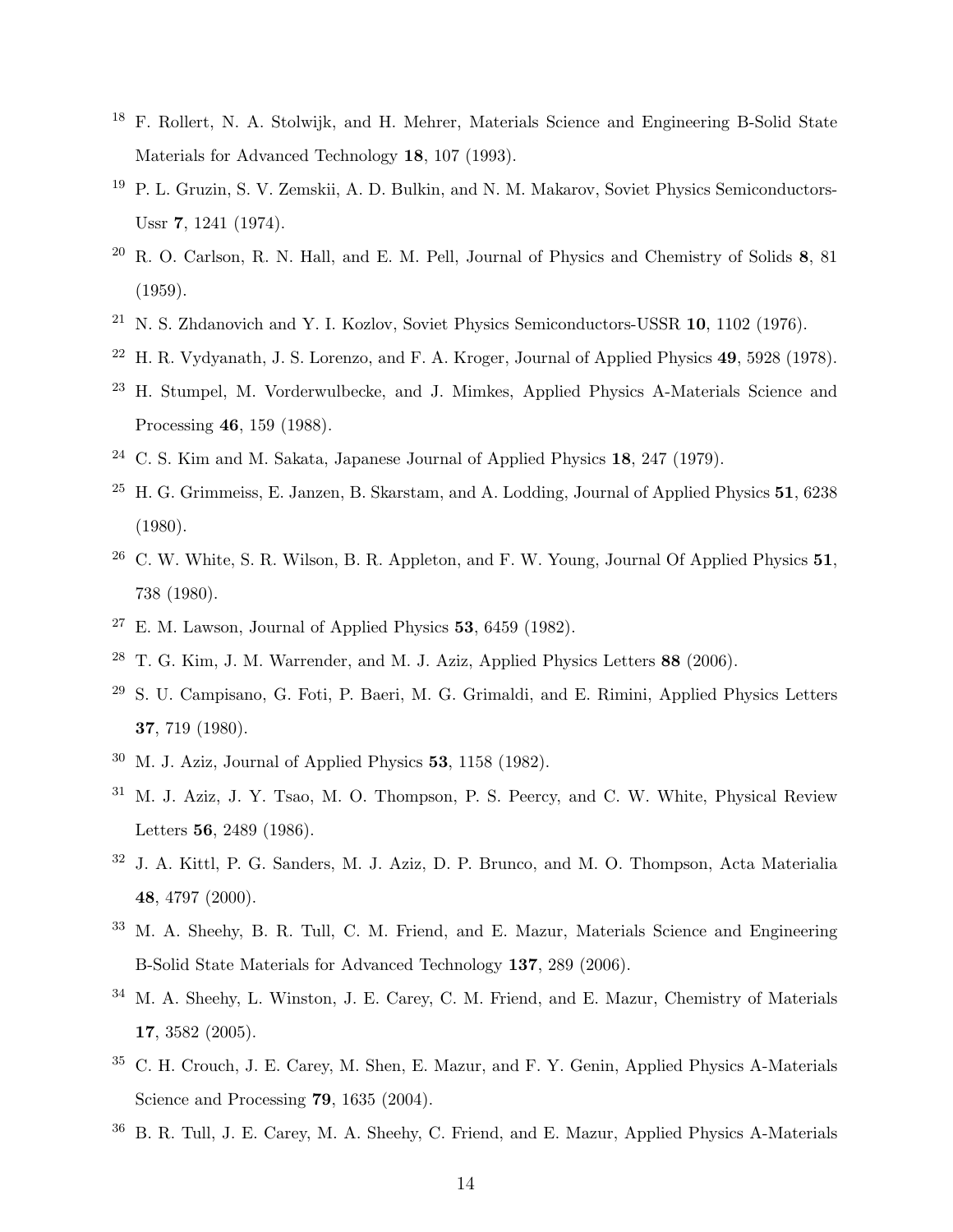[18] F. Rollert, N. A. Stolwijk, and H. Mehrer, Materials Science and Engineering B-Solid State Materials for Advanced Technology **18**, 107 (1993).

[19] P. L. Gruzin, S. V. Zemskii, A. D. Bulkin, and N. M. Makarov, Soviet Physics Semiconductors-Ussr **7**, 1241 (1974).

[20] R. O. Carlson, R. N. Hall, and E. M. Pell, Journal of Physics and Chemistry of Solids **8**, 81 (1959).

[21] N. S. Zhdanovich and Y. I. Kozlov, Soviet Physics Semiconductors-USSR **10**, 1102 (1976).

[22] H. R. Vydyanath, J. S. Lorenzo, and F. A. Kroger, Journal of Applied Physics **49**, 5928 (1978).

[23] H. Stumpel, M. Vorderwulbecke, and J. Mimkes, Applied Physics A-Materials Science and Processing **46**, 159 (1988).

[24] C. S. Kim and M. Sakata, Japanese Journal of Applied Physics **18**, 247 (1979).

[25] H. G. Grimmeiss, E. Janzen, B. Skarstam, and A. Lodding, Journal of Applied Physics **51**, 6238 (1980).

[26] C. W. White, S. R. Wilson, B. R. Appleton, and F. W. Young, Journal Of Applied Physics **51**, 738 (1980).

[27] E. M. Lawson, Journal of Applied Physics **53**, 6459 (1982).

[28] T. G. Kim, J. M. Warrender, and M. J. Aziz, Applied Physics Letters **88** (2006).

[29] S. U. Campisano, G. Foti, P. Baeri, M. G. Grimaldi, and E. Rimini, Applied Physics Letters **37**, 719 (1980).

[30] M. J. Aziz, Journal of Applied Physics **53**, 1158 (1982).

[31] M. J. Aziz, J. Y. Tsao, M. O. Thompson, P. S. Peercy, and C. W. White, Physical Review Letters **56**, 2489 (1986).

[32] J. A. Kittl, P. G. Sanders, M. J. Aziz, D. P. Brunco, and M. O. Thompson, Acta Materialia **48**, 4797 (2000).

[33] M. A. Sheehy, B. R. Tull, C. M. Friend, and E. Mazur, Materials Science and Engineering B-Solid State Materials for Advanced Technology **137**, 289 (2006).

[34] M. A. Sheehy, L. Winston, J. E. Carey, C. M. Friend, and E. Mazur, Chemistry of Materials **17**, 3582 (2005).

[35] C. H. Crouch, J. E. Carey, M. Shen, E. Mazur, and F. Y. Genin, Applied Physics A-Materials Science and Processing **79**, 1635 (2004).

[36] B. R. Tull, J. E. Carey, M. A. Sheehy, C. Friend, and E. Mazur, Applied Physics A-Materials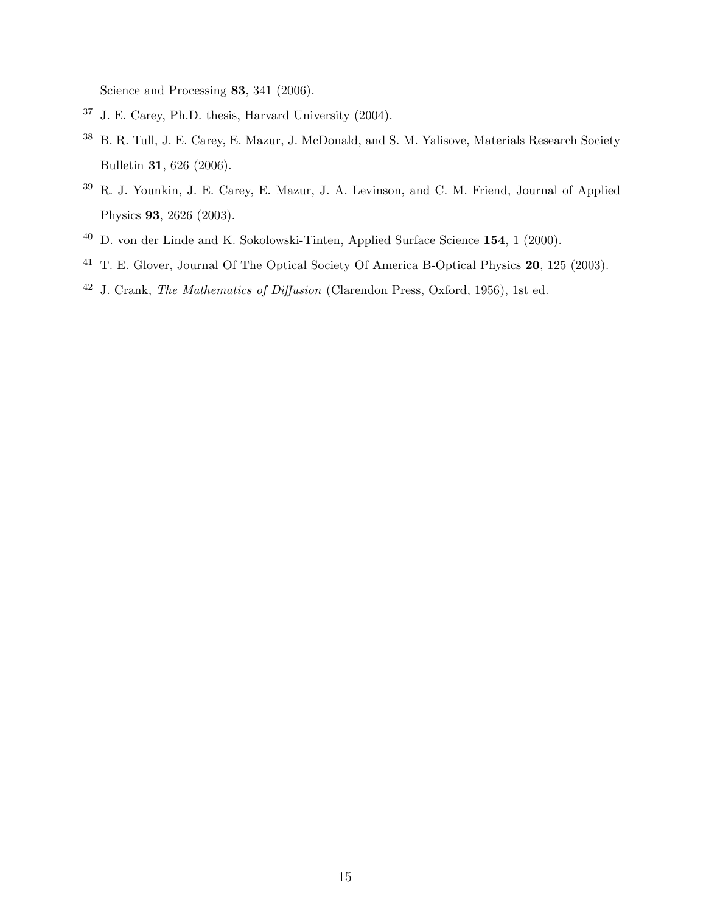Science and Processing **83**, 341 (2006).

[37] J. E. Carey, Ph.D. thesis, Harvard University (2004).

[38] B. R. Tull, J. E. Carey, E. Mazur, J. McDonald, and S. M. Yalisove, Materials Research Society Bulletin **31**, 626 (2006).

[39] R. J. Younkin, J. E. Carey, E. Mazur, J. A. Levinson, and C. M. Friend, Journal of Applied Physics **93**, 2626 (2003).

[40] D. von der Linde and K. Sokolowski-Tinten, Applied Surface Science **154**, 1 (2000).

[41] T. E. Glover, Journal Of The Optical Society Of America B-Optical Physics **20**, 125 (2003).

[42] J. Crank, *The Mathematics of Diffusion* (Clarendon Press, Oxford, 1956), 1st ed.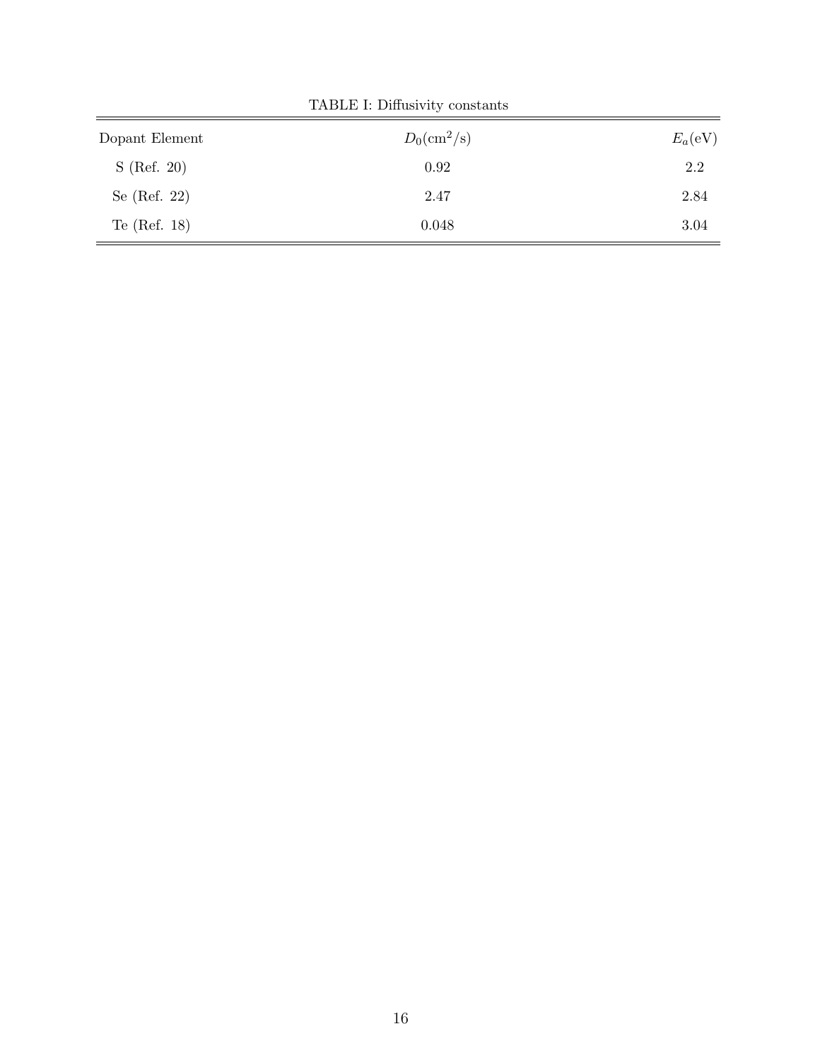TABLE I: Diffusivity constants

| Dopant Element | $D_0(\mathrm{cm}^2/\mathrm{s})$ | $E_a(\mathrm{eV})$ |
|---|---|---|
| S (Ref. 20) | 0.92 | 2.2 |
| Se (Ref. 22) | 2.47 | 2.84 |
| Te (Ref. 18) | 0.048 | 3.04 |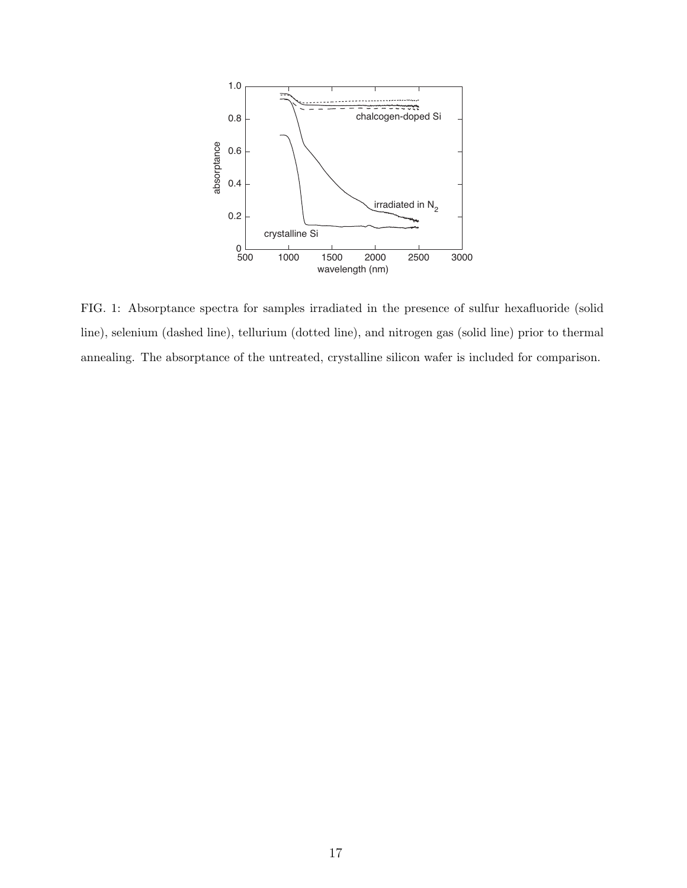FIG. 1: Absorptance spectra for samples irradiated in the presence of sulfur hexafluoride (solid line), selenium (dashed line), tellurium (dotted line), and nitrogen gas (solid line) prior to thermal annealing. The absorptance of the untreated, crystalline silicon wafer is included for comparison.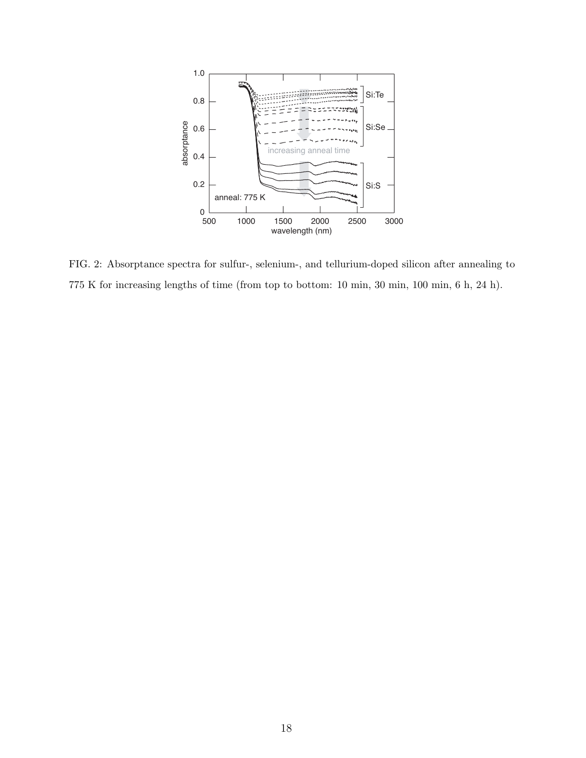FIG. 2: Absorptance spectra for sulfur-, selenium-, and tellurium-doped silicon after annealing to 775 K for increasing lengths of time (from top to bottom: 10 min, 30 min, 100 min, 6 h, 24 h).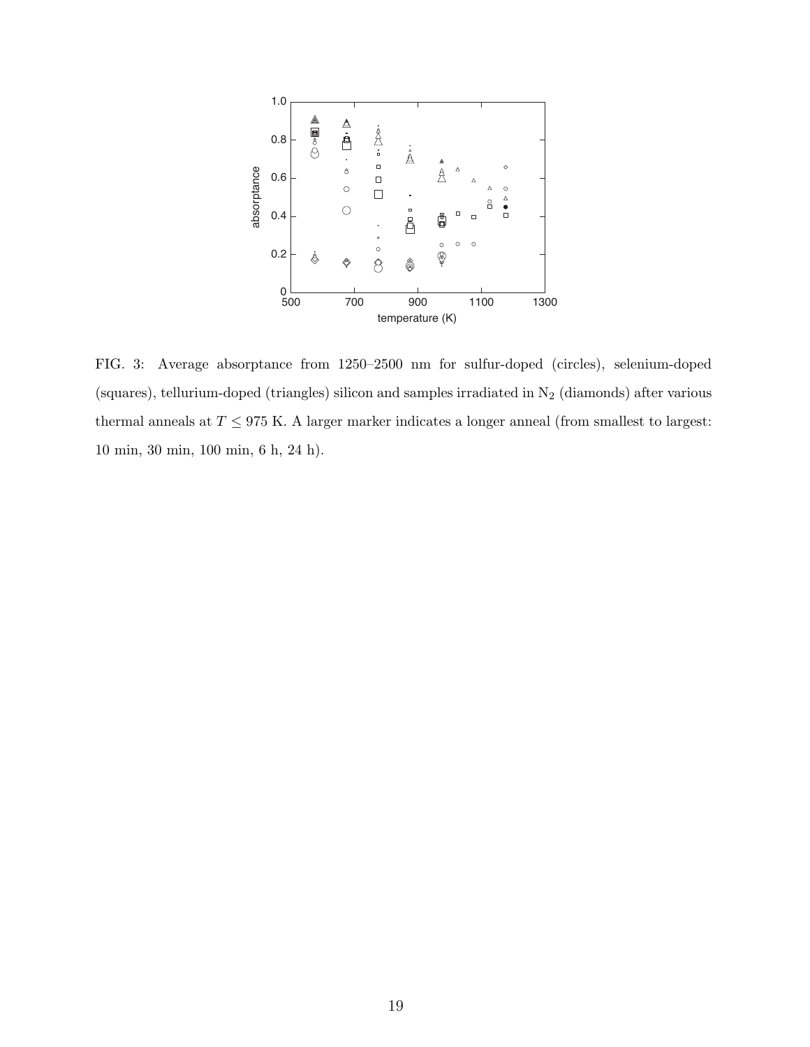FIG. 3: Average absorptance from 1250–2500 nm for sulfur-doped (circles), selenium-doped (squares), tellurium-doped (triangles) silicon and samples irradiated in $N_2$ (diamonds) after various thermal anneals at $T \leq 975$ K. A larger marker indicates a longer anneal (from smallest to largest: 10 min, 30 min, 100 min, 6 h, 24 h).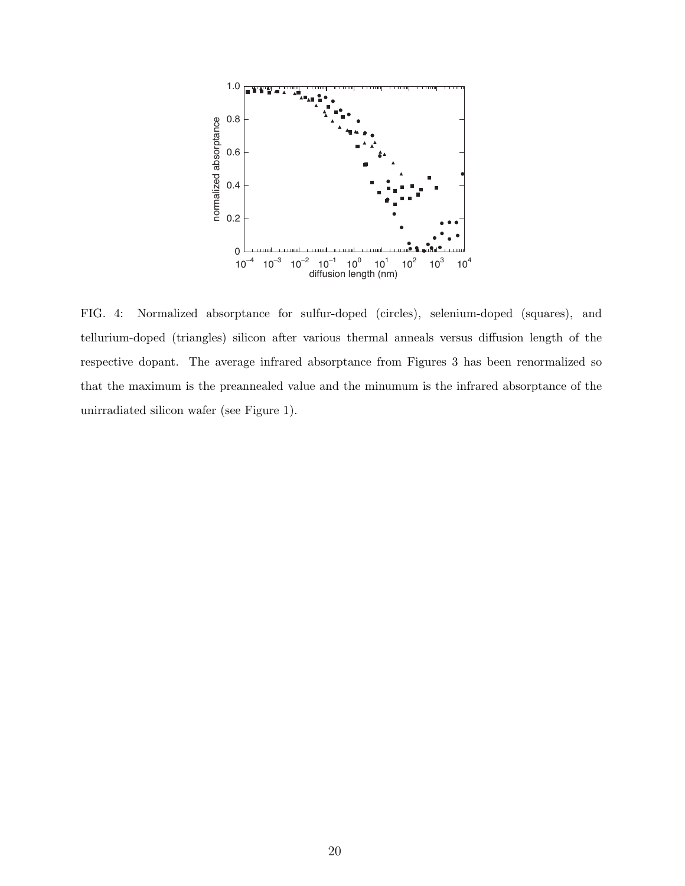FIG. 4: Normalized absorptance for sulfur-doped (circles), selenium-doped (squares), and tellurium-doped (triangles) silicon after various thermal anneals versus diffusion length of the respective dopant. The average infrared absorptance from Figures 3 has been renormalized so that the maximum is the preannealed value and the minumum is the infrared absorptance of the unirradiated silicon wafer (see Figure 1).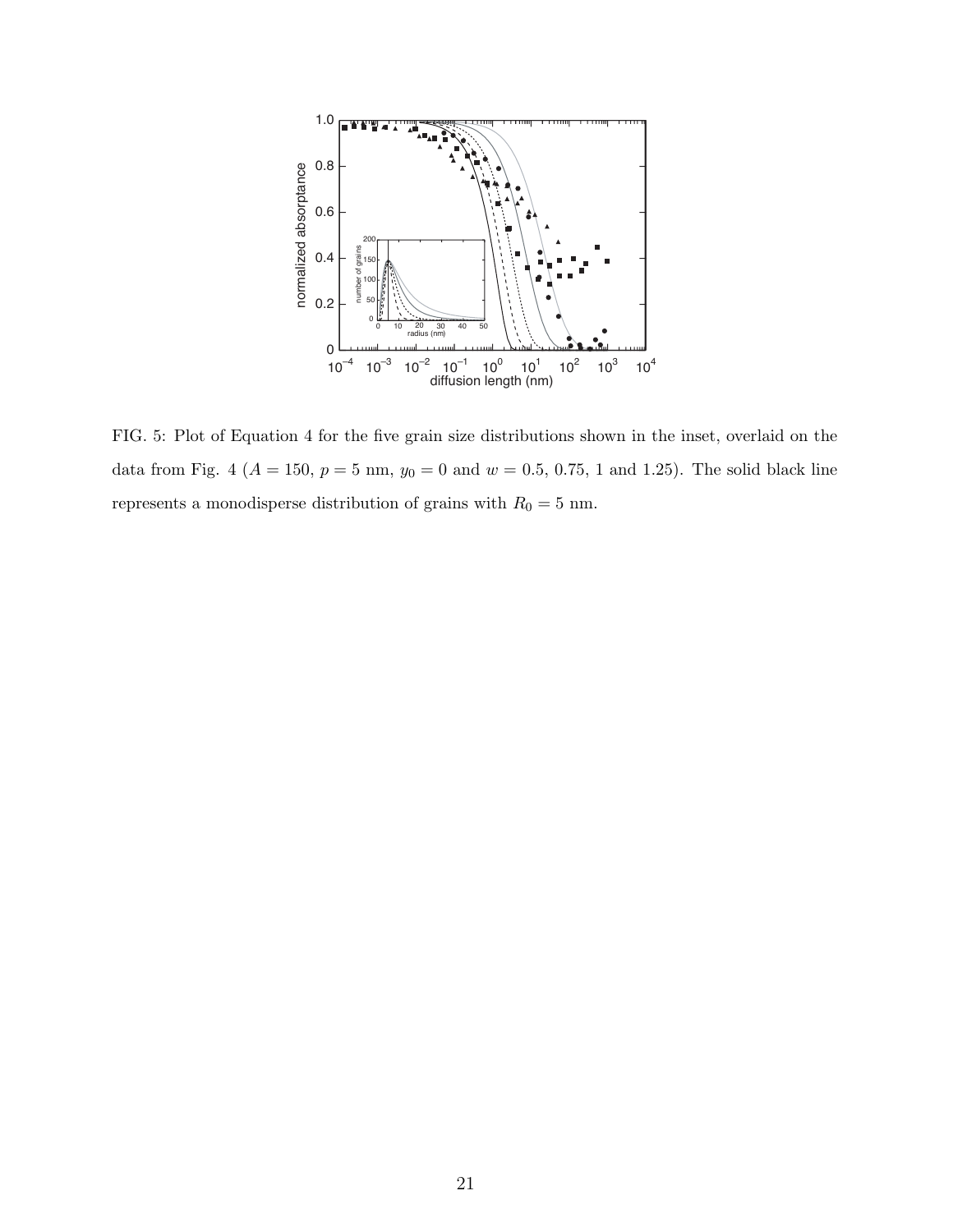1.0

0.8

0.6

0.4

0.2

0

normalized absorptance

$10^{-4}$ $10^{-3}$ $10^{-2}$ $10^{-1}$ $10^{0}$ $10^{1}$ $10^{2}$ $10^{3}$ $10^{4}$

diffusion length (nm)

200

150

100

50

0

number of grains

0 10 20 30 40 50

radius (nm)

FIG. 5: Plot of Equation 4 for the five grain size distributions shown in the inset, overlaid on the data from Fig. 4 ($A = 150$, $p = 5$ nm, $y_0 = 0$ and $w = 0.5$, 0.75, 1 and 1.25). The solid black line represents a monodisperse distribution of grains with $R_0 = 5$ nm.